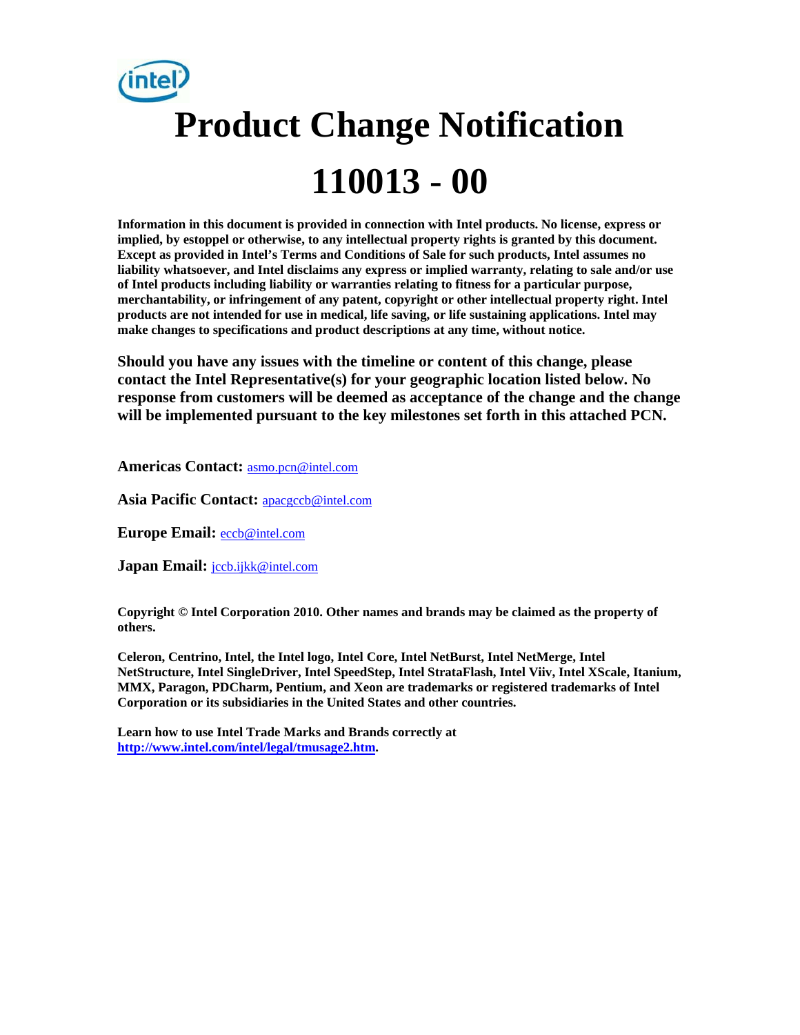# Product Change Notification

# 110013 - 00

**Information in this document is provided in connection with Intel products. No license, express or implied, by estoppel or otherwise, to any intellectual property rights is granted by this document. Except as provided in Intel's Terms and Conditions of Sale for such products, Intel assumes no liability whatsoever, and Intel disclaims any express or implied warranty, relating to sale and/or use of Intel products including liability or warranties relating to fitness for a particular purpose, merchantability, or infringement of any patent, copyright or other intellectual property right. Intel products are not intended for use in medical, life saving, or life sustaining applications. Intel may make changes to specifications and product descriptions at any time, without notice.**

**Should you have any issues with the timeline or content of this change, please contact the Intel Representative(s) for your geographic location listed below. No response from customers will be deemed as acceptance of the change and the change will be implemented pursuant to the key milestones set forth in this attached PCN.**

**Americas Contact:** asmo.pcn@intel.com

**Asia Pacific Contact:** apacgccb@intel.com

**Europe Email:** eccb@intel.com

**Japan Email:** jccb.ijkk@intel.com

**Copyright © Intel Corporation 2010. Other names and brands may be claimed as the property of others.**

**Celeron, Centrino, Intel, the Intel logo, Intel Core, Intel NetBurst, Intel NetMerge, Intel NetStructure, Intel SingleDriver, Intel SpeedStep, Intel StrataFlash, Intel Viiv, Intel XScale, Itanium, MMX, Paragon, PDCharm, Pentium, and Xeon are trademarks or registered trademarks of Intel Corporation or its subsidiaries in the United States and other countries.**

**Learn how to use Intel Trade Marks and Brands correctly at http://www.intel.com/intel/legal/tmusage2.htm.**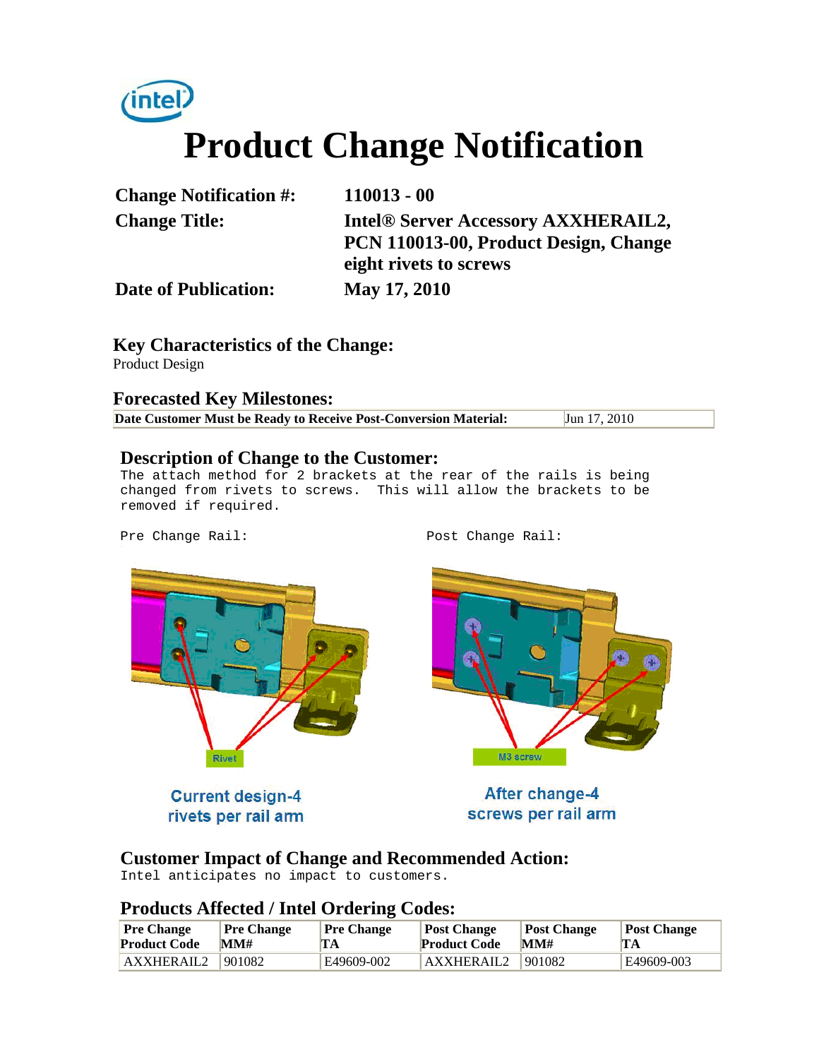# Product Change Notification

**Change Notification #:** 110013 - 00

**Change Title:** Intel® Server Accessory AXXHERAIL2, PCN 110013-00, Product Design, Change eight rivets to screws

**Date of Publication:** May 17, 2010

## Key Characteristics of the Change:

Product Design

## Forecasted Key Milestones:

| Date Customer Must be Ready to Receive Post-Conversion Material: | Jun 17, 2010 |
|---|---|

## Description of Change to the Customer:

The attach method for 2 brackets at the rear of the rails is being changed from rivets to screws. This will allow the brackets to be removed if required.

Pre Change Rail:

Rivet

Current design-4 rivets per rail arm

Post Change Rail:

M3 screw

After change-4 screws per rail arm

## Customer Impact of Change and Recommended Action:

Intel anticipates no impact to customers.

## Products Affected / Intel Ordering Codes:

| Pre Change Product Code | Pre Change MM# | Pre Change TA | Post Change Product Code | Post Change MM# | Post Change TA |
|---|---|---|---|---|---|
| AXXHERAIL2 | 901082 | E49609-002 | AXXHERAIL2 | 901082 | E49609-003 |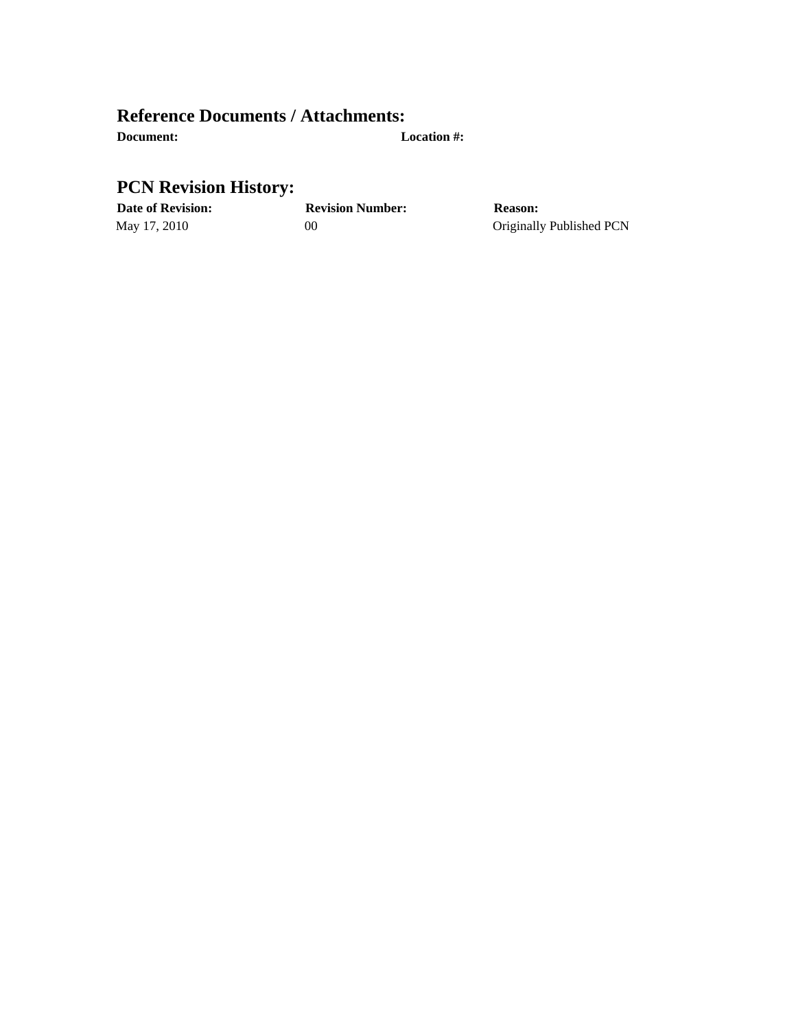## Reference Documents / Attachments:

| Document: | Location #: |
| --- | --- |

## PCN Revision History:

| Date of Revision: | Revision Number: | Reason: |
| --- | --- | --- |
| May 17, 2010 | 00 | Originally Published PCN |